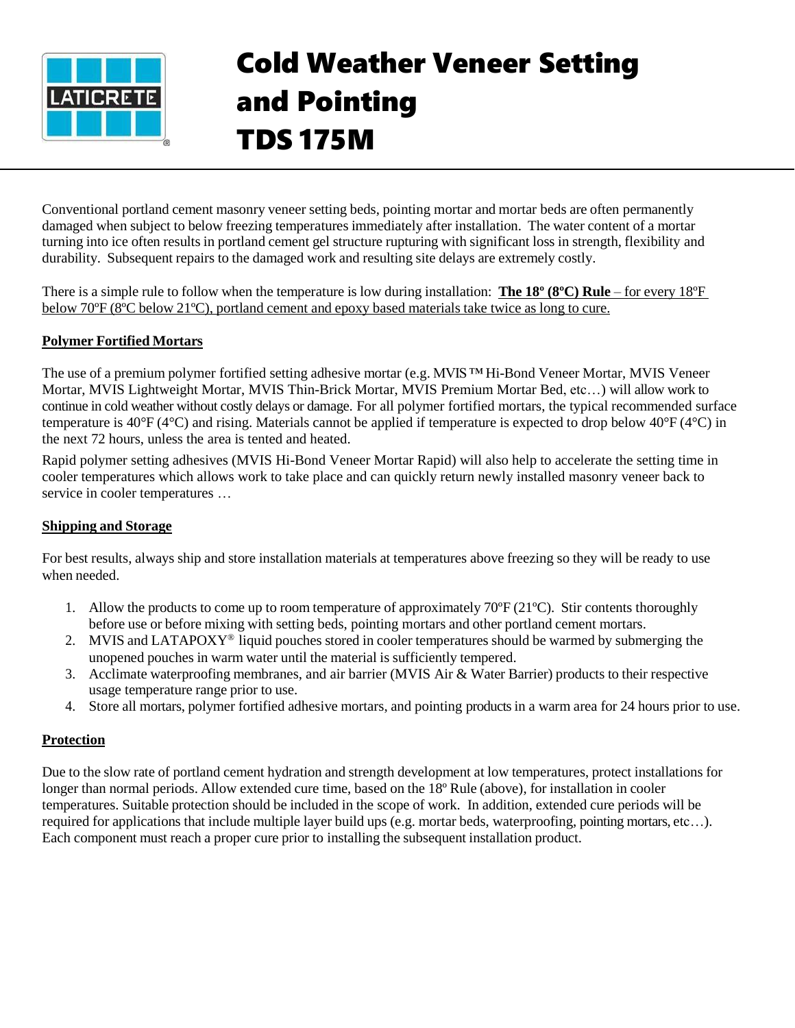# Cold Weather Veneer Setting and Pointing TDS 175M

Conventional portland cement masonry veneer setting beds, pointing mortar and mortar beds are often permanently damaged when subject to below freezing temperatures immediately after installation. The water content of a mortar turning into ice often results in portland cement gel structure rupturing with significant loss in strength, flexibility and durability. Subsequent repairs to the damaged work and resulting site delays are extremely costly.

There is a simple rule to follow when the temperature is low during installation: **The 18º (8ºC) Rule** – for every 18ºF below 70ºF (8ºC below 21ºC), portland cement and epoxy based materials take twice as long to cure.

**Polymer Fortified Mortars**

The use of a premium polymer fortified setting adhesive mortar (e.g. MVIS ™ Hi-Bond Veneer Mortar, MVIS Veneer Mortar, MVIS Lightweight Mortar, MVIS Thin-Brick Mortar, MVIS Premium Mortar Bed, etc…) will allow work to continue in cold weather without costly delays or damage. For all polymer fortified mortars, the typical recommended surface temperature is 40°F (4°C) and rising. Materials cannot be applied if temperature is expected to drop below 40°F (4°C) in the next 72 hours, unless the area is tented and heated.

Rapid polymer setting adhesives (MVIS Hi-Bond Veneer Mortar Rapid) will also help to accelerate the setting time in cooler temperatures which allows work to take place and can quickly return newly installed masonry veneer back to service in cooler temperatures …

**Shipping and Storage**

For best results, always ship and store installation materials at temperatures above freezing so they will be ready to use when needed.

1. Allow the products to come up to room temperature of approximately 70ºF (21ºC). Stir contents thoroughly before use or before mixing with setting beds, pointing mortars and other portland cement mortars.
2. MVIS and LATAPOXY® liquid pouches stored in cooler temperatures should be warmed by submerging the unopened pouches in warm water until the material is sufficiently tempered.
3. Acclimate waterproofing membranes, and air barrier (MVIS Air & Water Barrier) products to their respective usage temperature range prior to use.
4. Store all mortars, polymer fortified adhesive mortars, and pointing products in a warm area for 24 hours prior to use.

**Protection**

Due to the slow rate of portland cement hydration and strength development at low temperatures, protect installations for longer than normal periods. Allow extended cure time, based on the 18º Rule (above), for installation in cooler temperatures. Suitable protection should be included in the scope of work. In addition, extended cure periods will be required for applications that include multiple layer build ups (e.g. mortar beds, waterproofing, pointing mortars, etc…). Each component must reach a proper cure prior to installing the subsequent installation product.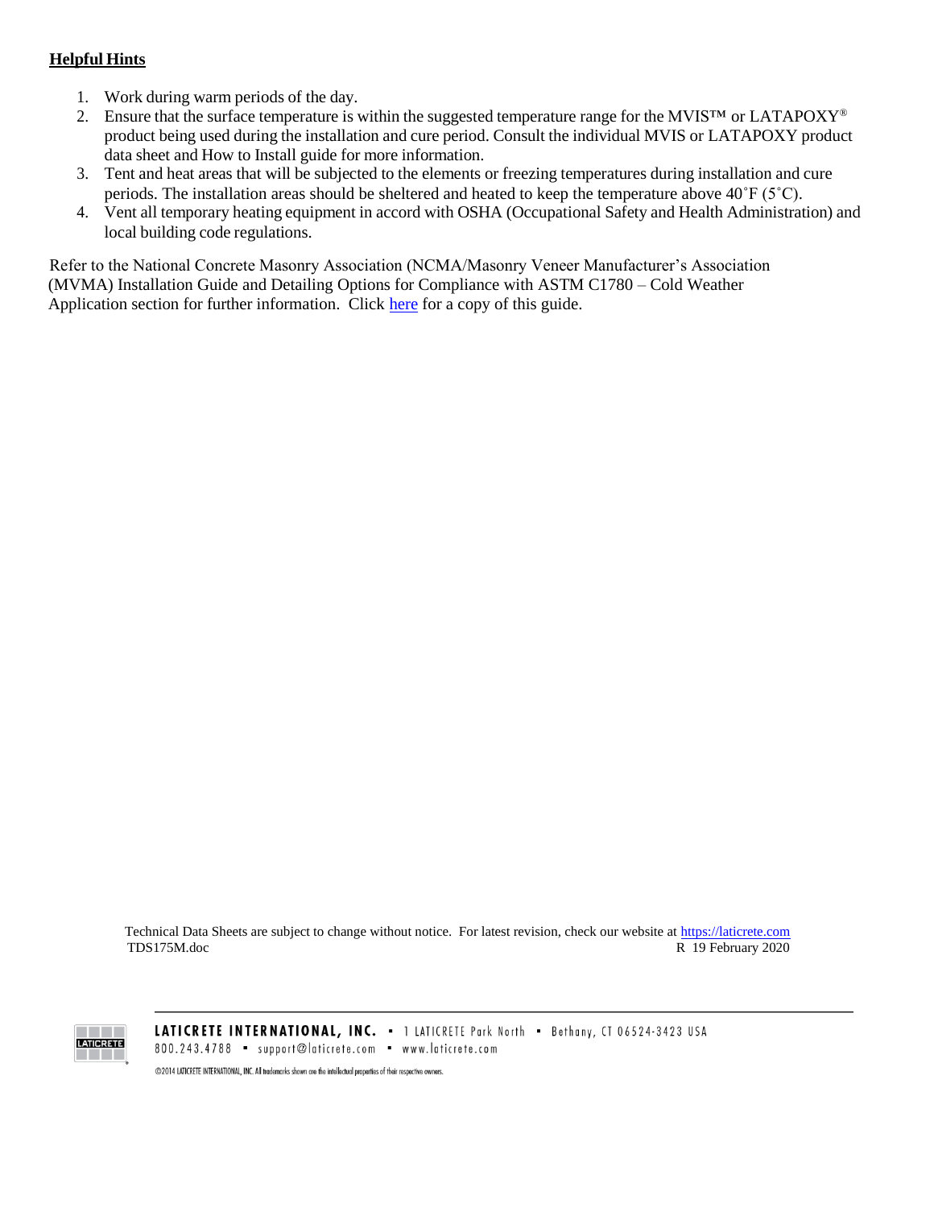**Helpful Hints**

1. Work during warm periods of the day.
2. Ensure that the surface temperature is within the suggested temperature range for the MVIS™ or LATAPOXY® product being used during the installation and cure period. Consult the individual MVIS or LATAPOXY product data sheet and How to Install guide for more information.
3. Tent and heat areas that will be subjected to the elements or freezing temperatures during installation and cure periods. The installation areas should be sheltered and heated to keep the temperature above 40˚F (5˚C).
4. Vent all temporary heating equipment in accord with OSHA (Occupational Safety and Health Administration) and local building code regulations.

Refer to the National Concrete Masonry Association (NCMA/Masonry Veneer Manufacturer's Association (MVMA) Installation Guide and Detailing Options for Compliance with ASTM C1780 – Cold Weather Application section for further information. Click here for a copy of this guide.

Technical Data Sheets are subject to change without notice. For latest revision, check our website at https://laticrete.com
TDS175M.doc R 19 February 2020

**LATICRETE INTERNATIONAL, INC.** ▪ 1 LATICRETE Park North ▪ Bethany, CT 06524-3423 USA
800.243.4788 ▪ support@laticrete.com ▪ www.laticrete.com

©2014 LATICRETE INTERNATIONAL, INC. All trademarks shown are the intellectual properties of their respective owners.